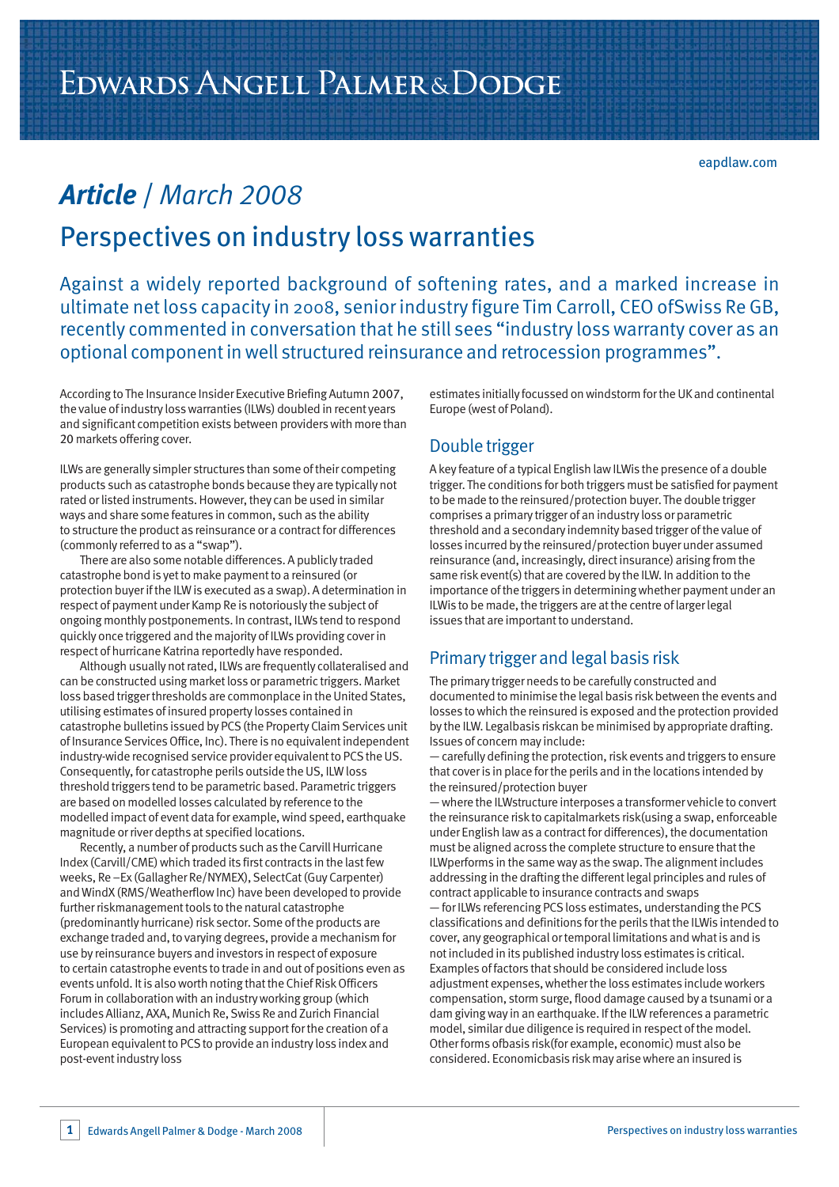# Edwards Angell Palmer & Dodge

eapdlaw.com

## *Article* / March 2008

# Perspectives on industry loss warranties

Against a widely reported background of softening rates, and a marked increase in ultimate net loss capacity in 2008, senior industry figure Tim Carroll, CEO ofSwiss Re GB, recently commented in conversation that he still sees "industry loss warranty cover as an optional component in well structured reinsurance and retrocession programmes".

According to The Insurance Insider Executive Briefing Autumn 2007, the value of industry loss warranties (ILWs) doubled in recent years and significant competition exists between providers with more than 20 markets offering cover.

ILWs are generally simpler structures than some of their competing products such as catastrophe bonds because they are typically not rated or listed instruments. However, they can be used in similar ways and share some features in common, such as the ability to structure the product as reinsurance or a contract for differences (commonly referred to as a "swap").

There are also some notable differences. A publicly traded catastrophe bond is yet to make payment to a reinsured (or protection buyer if the ILW is executed as a swap). A determination in respect of payment under Kamp Re is notoriously the subject of ongoing monthly postponements. In contrast, ILWs tend to respond quickly once triggered and the majority of ILWs providing cover in respect of hurricane Katrina reportedly have responded.

Although usually not rated, ILWs are frequently collateralised and can be constructed using market loss or parametric triggers. Market loss based trigger thresholds are commonplace in the United States, utilising estimates of insured property losses contained in catastrophe bulletins issued by PCS (the Property Claim Services unit of Insurance Services Office, Inc). There is no equivalent independent industry-wide recognised service provider equivalent to PCS the US. Consequently, for catastrophe perils outside the US, ILW loss threshold triggers tend to be parametric based. Parametric triggers are based on modelled losses calculated by reference to the modelled impact of event data for example, wind speed, earthquake magnitude or river depths at specified locations.

Recently, a number of products such as the Carvill Hurricane Index (Carvill/CME) which traded its first contracts in the last few weeks, Re –Ex (Gallagher Re/NYMEX), SelectCat (Guy Carpenter) and WindX (RMS/Weatherflow Inc) have been developed to provide further riskmanagement tools to the natural catastrophe (predominantly hurricane) risk sector. Some of the products are exchange traded and, to varying degrees, provide a mechanism for use by reinsurance buyers and investors in respect of exposure to certain catastrophe events to trade in and out of positions even as events unfold. It is also worth noting that the Chief Risk Officers Forum in collaboration with an industry working group (which includes Allianz, AXA, Munich Re, Swiss Re and Zurich Financial Services) is promoting and attracting support for the creation of a European equivalent to PCS to provide an industry loss index and post-event industry loss estimates initially focussed on windstorm for the UK and continental Europe (west of Poland).

## Double trigger

A key feature of a typical English law ILWis the presence of a double trigger. The conditions for both triggers must be satisfied for payment to be made to the reinsured/protection buyer. The double trigger comprises a primary trigger of an industry loss or parametric threshold and a secondary indemnity based trigger of the value of losses incurred by the reinsured/protection buyer under assumed reinsurance (and, increasingly, direct insurance) arising from the same risk event(s) that are covered by the ILW. In addition to the importance of the triggers in determining whether payment under an ILWis to be made, the triggers are at the centre of larger legal issues that are important to understand.

## Primary trigger and legal basis risk

The primary trigger needs to be carefully constructed and documented to minimise the legal basis risk between the events and losses to which the reinsured is exposed and the protection provided by the ILW. Legalbasis riskcan be minimised by appropriate drafting. Issues of concern may include:

— carefully defining the protection, risk events and triggers to ensure that cover is in place for the perils and in the locations intended by the reinsured/protection buyer

— where the ILWstructure interposes a transformer vehicle to convert the reinsurance risk to capitalmarkets risk(using a swap, enforceable under English law as a contract for differences), the documentation must be aligned across the complete structure to ensure that the ILWperforms in the same way as the swap. The alignment includes addressing in the drafting the different legal principles and rules of contract applicable to insurance contracts and swaps

— for ILWs referencing PCS loss estimates, understanding the PCS classifications and definitions for the perils that the ILWis intended to cover, any geographical or temporal limitations and what is and is not included in its published industry loss estimates is critical. Examples of factors that should be considered include loss adjustment expenses, whether the loss estimates include workers compensation, storm surge, flood damage caused by a tsunami or a dam giving way in an earthquake. If the ILW references a parametric model, similar due diligence is required in respect of the model.

Other forms ofbasis risk(for example, economic) must also be considered. Economicbasis risk may arise where an insured is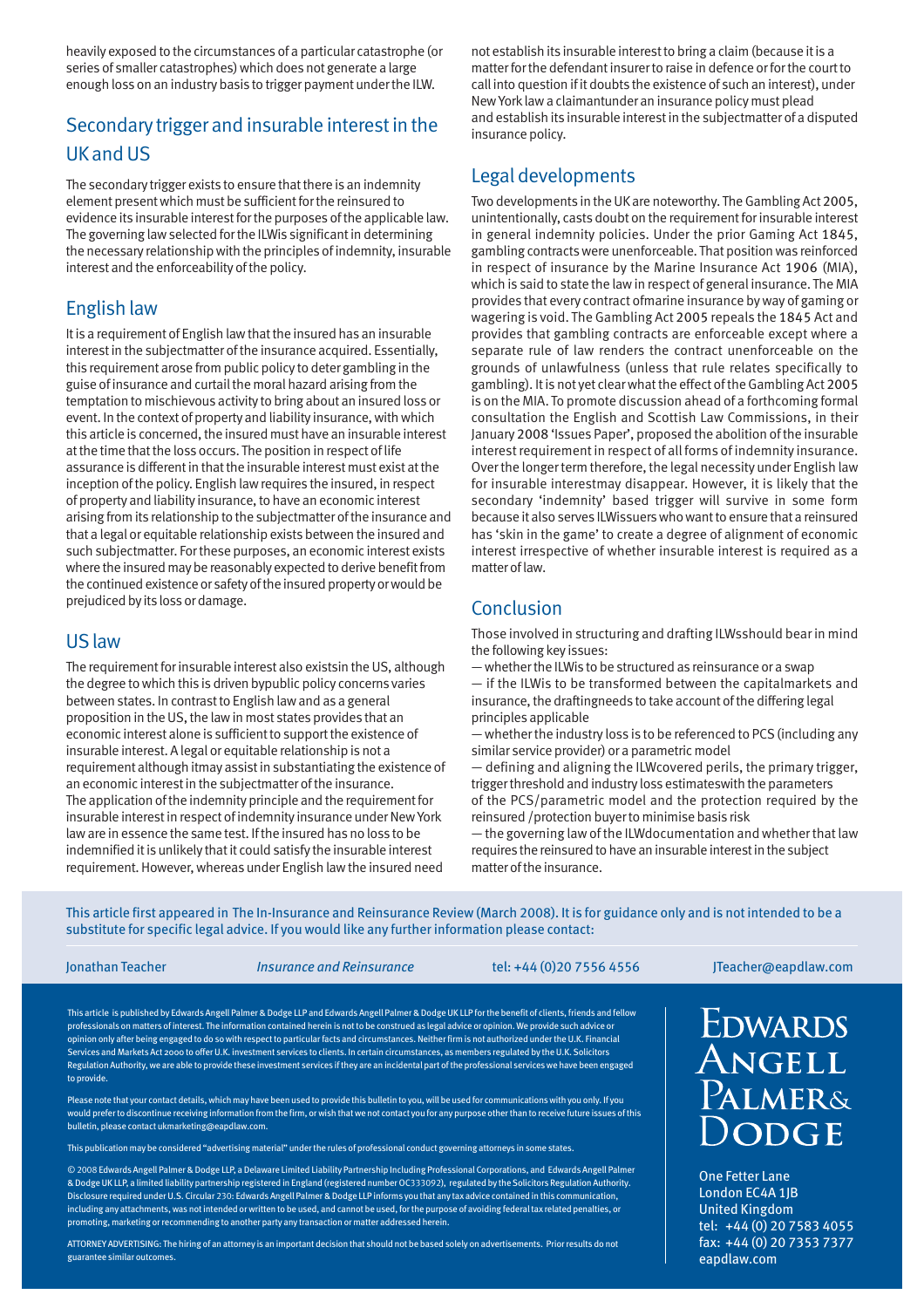heavily exposed to the circumstances of a particular catastrophe (or series of smaller catastrophes) which does not generate a large enough loss on an industry basis to trigger payment under the ILW.

## Secondary trigger and insurable interest in the UK and US

The secondary trigger exists to ensure that there is an indemnity element present which must be sufficient for the reinsured to evidence its insurable interest for the purposes of the applicable law. The governing law selected for the ILW is significant in determining the necessary relationship with the principles of indemnity, insurable interest and the enforceability of the policy.

## English law

It is a requirement of English law that the insured has an insurable interest in the subjectmatter of the insurance acquired. Essentially, this requirement arose from public policy to deter gambling in the guise of insurance and curtail the moral hazard arising from the temptation to mischievous activity to bring about an insured loss or event. In the context of property and liability insurance, with which this article is concerned, the insured must have an insurable interest at the time that the loss occurs. The position in respect of life assurance is different in that the insurable interest must exist at the inception of the policy. English law requires the insured, in respect of property and liability insurance, to have an economic interest arising from its relationship to the subjectmatter of the insurance and that a legal or equitable relationship exists between the insured and such subjectmatter. For these purposes, an economic interest exists where the insured may be reasonably expected to derive benefit from the continued existence or safety of the insured property or would be prejudiced by its loss or damage.

## US law

The requirement for insurable interest also exists in the US, although the degree to which this is driven by public policy concerns varies between states. In contrast to English law and as a general proposition in the US, the law in most states provides that an economic interest alone is sufficient to support the existence of insurable interest. A legal or equitable relationship is not a requirement although it may assist in substantiating the existence of an economic interest in the subjectmatter of the insurance. The application of the indemnity principle and the requirement for insurable interest in respect of indemnity insurance under New York law are in essence the same test. If the insured has no loss to be indemnified it is unlikely that it could satisfy the insurable interest requirement. However, whereas under English law the insured need not establish its insurable interest to bring a claim (because it is a matter for the defendant insurer to raise in defence or for the court to call into question if it doubts the existence of such an interest), under New York law a claimant under an insurance policy must plead and establish its insurable interest in the subjectmatter of a disputed insurance policy.

## Legal developments

Two developments in the UK are noteworthy. The Gambling Act 2005, unintentionally, casts doubt on the requirement for insurable interest in general indemnity policies. Under the prior Gaming Act 1845, gambling contracts were unenforceable. That position was reinforced in respect of insurance by the Marine Insurance Act 1906 (MIA), which is said to state the law in respect of general insurance. The MIA provides that every contract of marine insurance by way of gaming or wagering is void. The Gambling Act 2005 repeals the 1845 Act and provides that gambling contracts are enforceable except where a separate rule of law renders the contract unenforceable on the grounds of unlawfulness (unless that rule relates specifically to gambling). It is not yet clear what the effect of the Gambling Act 2005 is on the MIA. To promote discussion ahead of a forthcoming formal consultation the English and Scottish Law Commissions, in their January 2008 'Issues Paper', proposed the abolition of the insurable interest requirement in respect of all forms of indemnity insurance. Over the longer term therefore, the legal necessity under English law for insurable interest may disappear. However, it is likely that the secondary 'indemnity' based trigger will survive in some form because it also serves ILW issuers who want to ensure that a reinsured has 'skin in the game' to create a degree of alignment of economic interest irrespective of whether insurable interest is required as a matter of law.

## Conclusion

Those involved in structuring and drafting ILWs should bear in mind the following key issues:

— whether the ILW is to be structured as reinsurance or a swap

— if the ILW is to be transformed between the capital markets and insurance, the drafting needs to take account of the differing legal principles applicable

— whether the industry loss is to be referenced to PCS (including any similar service provider) or a parametric model

— defining and aligning the ILW covered perils, the primary trigger, trigger threshold and industry loss estimates with the parameters of the PCS/parametric model and the protection required by the reinsured /protection buyer to minimise basis risk

— the governing law of the ILW documentation and whether that law requires the reinsured to have an insurable interest in the subject matter of the insurance.

This article first appeared in The In-Insurance and Reinsurance Review (March 2008). It is for guidance only and is not intended to be a substitute for specific legal advice. If you would like any further information please contact:

Jonathan Teacher | *Insurance and Reinsurance* | tel: +44 (0)20 7556 4556 | JTeacher@eapdlaw.com

This article is published by Edwards Angell Palmer & Dodge LLP and Edwards Angell Palmer & Dodge UK LLP for the benefit of clients, friends and fellow professionals on matters of interest. The information contained herein is not to be construed as legal advice or opinion. We provide such advice or opinion only after being engaged to do so with respect to particular facts and circumstances. Neither firm is not authorized under the U.K. Financial Services and Markets Act 2000 to offer U.K. investment services to clients. In certain circumstances, as members regulated by the U.K. Solicitors Regulation Authority, we are able to provide these investment services if they are an incidental part of the professional services we have been engaged to provide.

Please note that your contact details, which may have been used to provide this bulletin to you, will be used for communications with you only. If you would prefer to discontinue receiving information from the firm, or wish that we not contact you for any purpose other than to receive future issues of this bulletin, please contact ukmarketing@eapdlaw.com.

This publication may be considered "advertising material" under the rules of professional conduct governing attorneys in some states.

© 2008 Edwards Angell Palmer & Dodge LLP, a Delaware Limited Liability Partnership Including Professional Corporations, and Edwards Angell Palmer & Dodge UK LLP, a limited liability partnership registered in England (registered number OC333092), regulated by the Solicitors Regulation Authority. Disclosure required under U.S. Circular 230: Edwards Angell Palmer & Dodge LLP informs you that any tax advice contained in this communication, including any attachments, was not intended or written to be used, and cannot be used, for the purpose of avoiding federal tax related penalties, or promoting, marketing or recommending to another party any transaction or matter addressed herein.

ATTORNEY ADVERTISING: The hiring of an attorney is an important decision that should not be based solely on advertisements. Prior results do not guarantee similar outcomes.

EDWARDS ANGELL PALMER & DODGE

One Fetter Lane
London EC4A 1JB
United Kingdom
tel: +44 (0) 20 7583 4055
fax: +44 (0) 20 7353 7377
eapdlaw.com